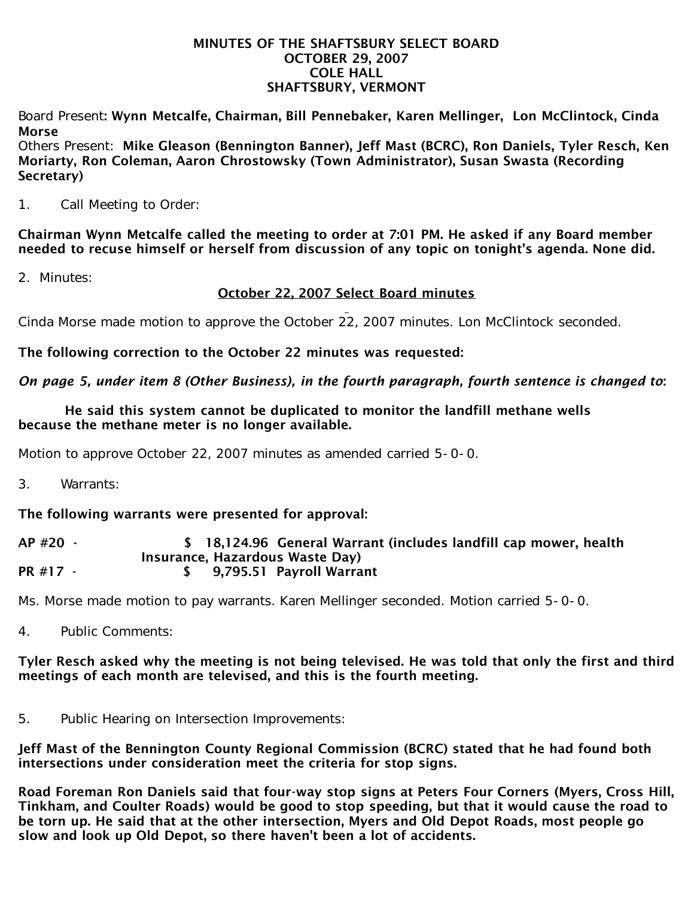**MINUTES OF THE SHAFTSBURY SELECT BOARD**
**OCTOBER 29, 2007**
**COLE HALL**
**SHAFTSBURY, VERMONT**

Board Present**: Wynn Metcalfe, Chairman, Bill Pennebaker, Karen Mellinger, Lon McClintock, Cinda Morse**
Others Present: **Mike Gleason (Bennington Banner), Jeff Mast (BCRC), Ron Daniels, Tyler Resch, Ken Moriarty, Ron Coleman, Aaron Chrostowsky (Town Administrator), Susan Swasta (Recording Secretary)**

1. Call Meeting to Order:

**Chairman Wynn Metcalfe called the meeting to order at 7:01 PM. He asked if any Board member needed to recuse himself or herself from discussion of any topic on tonight's agenda. None did.**

2. Minutes:

**<u>October 22, 2007 Select Board minutes</u>**

Cinda Morse made motion to approve the October 22, 2007 minutes. Lon McClintock seconded.

**The following correction to the October 22 minutes was requested:**

***On page 5, under item 8 (Other Business), in the fourth paragraph, fourth sentence is changed to*:**

**He said this system cannot be duplicated to monitor the landfill methane wells because the methane meter is no longer available.**

Motion to approve October 22, 2007 minutes as amended carried 5-0-0.

3. Warrants:

**The following warrants were presented for approval:**

**AP #20 - $ 18,124.96 General Warrant (includes landfill cap mower, health Insurance, Hazardous Waste Day)**
**PR #17 - $ 9,795.51 Payroll Warrant**

Ms. Morse made motion to pay warrants. Karen Mellinger seconded. Motion carried 5-0-0.

4. Public Comments:

**Tyler Resch asked why the meeting is not being televised. He was told that only the first and third meetings of each month are televised, and this is the fourth meeting.**

5. Public Hearing on Intersection Improvements:

**Jeff Mast of the Bennington County Regional Commission (BCRC) stated that he had found both intersections under consideration meet the criteria for stop signs.**

**Road Foreman Ron Daniels said that four-way stop signs at Peters Four Corners (Myers, Cross Hill, Tinkham, and Coulter Roads) would be good to stop speeding, but that it would cause the road to be torn up. He said that at the other intersection, Myers and Old Depot Roads, most people go slow and look up Old Depot, so there haven't been a lot of accidents.**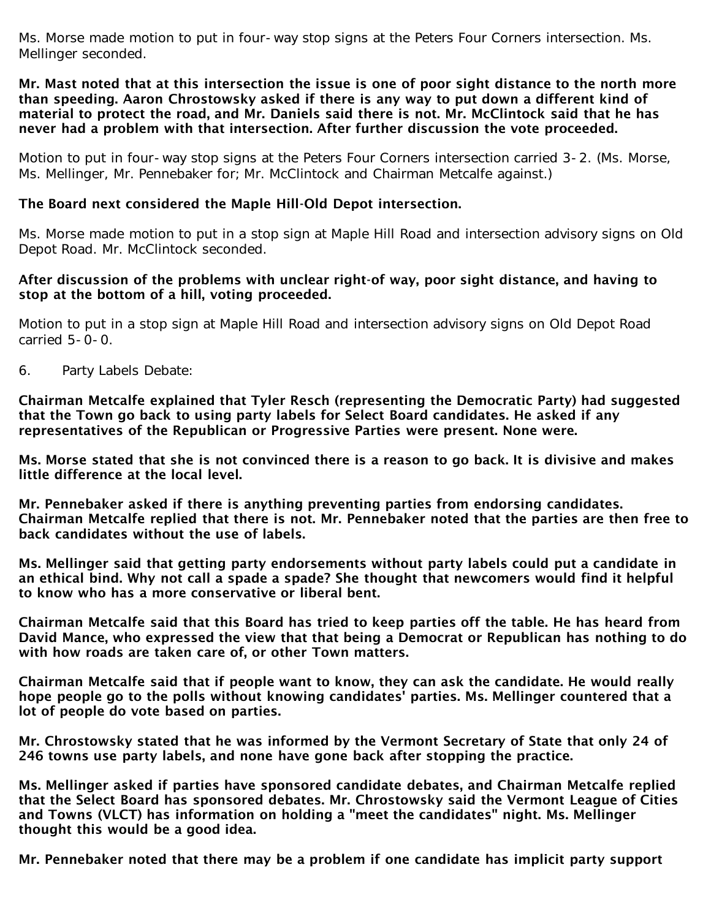Ms. Morse made motion to put in four-way stop signs at the Peters Four Corners intersection. Ms. Mellinger seconded.

**Mr. Mast noted that at this intersection the issue is one of poor sight distance to the north more than speeding. Aaron Chrostowsky asked if there is any way to put down a different kind of material to protect the road, and Mr. Daniels said there is not. Mr. McClintock said that he has never had a problem with that intersection. After further discussion the vote proceeded.**

Motion to put in four-way stop signs at the Peters Four Corners intersection carried 3-2. (Ms. Morse, Ms. Mellinger, Mr. Pennebaker for; Mr. McClintock and Chairman Metcalfe against.)

**The Board next considered the Maple Hill-Old Depot intersection.**

Ms. Morse made motion to put in a stop sign at Maple Hill Road and intersection advisory signs on Old Depot Road. Mr. McClintock seconded.

**After discussion of the problems with unclear right-of way, poor sight distance, and having to stop at the bottom of a hill, voting proceeded.**

Motion to put in a stop sign at Maple Hill Road and intersection advisory signs on Old Depot Road carried 5-0-0.

6. Party Labels Debate:

**Chairman Metcalfe explained that Tyler Resch (representing the Democratic Party) had suggested that the Town go back to using party labels for Select Board candidates. He asked if any representatives of the Republican or Progressive Parties were present. None were.**

**Ms. Morse stated that she is not convinced there is a reason to go back. It is divisive and makes little difference at the local level.**

**Mr. Pennebaker asked if there is anything preventing parties from endorsing candidates. Chairman Metcalfe replied that there is not. Mr. Pennebaker noted that the parties are then free to back candidates without the use of labels.**

**Ms. Mellinger said that getting party endorsements without party labels could put a candidate in an ethical bind. Why not call a spade a spade? She thought that newcomers would find it helpful to know who has a more conservative or liberal bent.**

**Chairman Metcalfe said that this Board has tried to keep parties off the table. He has heard from David Mance, who expressed the view that that being a Democrat or Republican has nothing to do with how roads are taken care of, or other Town matters.**

**Chairman Metcalfe said that if people want to know, they can ask the candidate. He would really hope people go to the polls without knowing candidates' parties. Ms. Mellinger countered that a lot of people do vote based on parties.**

**Mr. Chrostowsky stated that he was informed by the Vermont Secretary of State that only 24 of 246 towns use party labels, and none have gone back after stopping the practice.**

**Ms. Mellinger asked if parties have sponsored candidate debates, and Chairman Metcalfe replied that the Select Board has sponsored debates. Mr. Chrostowsky said the Vermont League of Cities and Towns (VLCT) has information on holding a "meet the candidates" night. Ms. Mellinger thought this would be a good idea.**

**Mr. Pennebaker noted that there may be a problem if one candidate has implicit party support**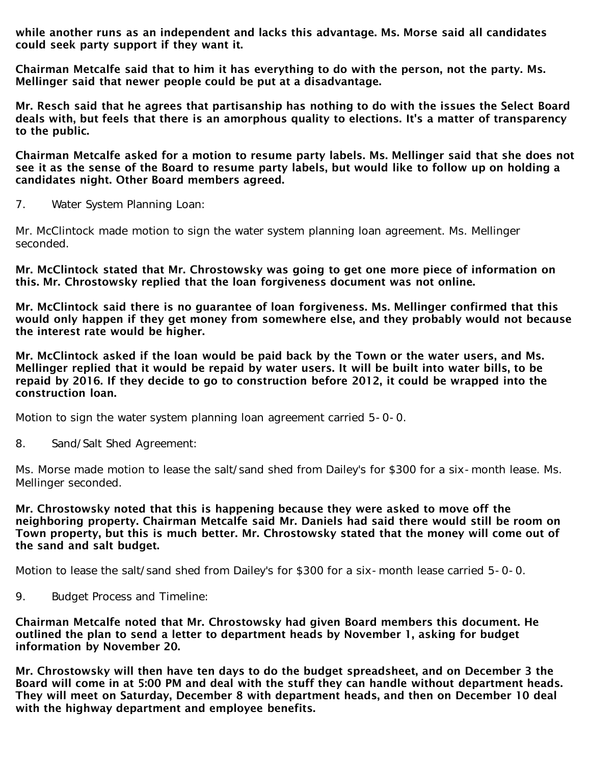**while another runs as an independent and lacks this advantage. Ms. Morse said all candidates could seek party support if they want it.**

**Chairman Metcalfe said that to him it has everything to do with the person, not the party. Ms. Mellinger said that newer people could be put at a disadvantage.**

**Mr. Resch said that he agrees that partisanship has nothing to do with the issues the Select Board deals with, but feels that there is an amorphous quality to elections. It's a matter of transparency to the public.**

**Chairman Metcalfe asked for a motion to resume party labels. Ms. Mellinger said that she does not see it as the sense of the Board to resume party labels, but would like to follow up on holding a candidates night. Other Board members agreed.**

7. Water System Planning Loan:

Mr. McClintock made motion to sign the water system planning loan agreement. Ms. Mellinger seconded.

**Mr. McClintock stated that Mr. Chrostowsky was going to get one more piece of information on this. Mr. Chrostowsky replied that the loan forgiveness document was not online.**

**Mr. McClintock said there is no guarantee of loan forgiveness. Ms. Mellinger confirmed that this would only happen if they get money from somewhere else, and they probably would not because the interest rate would be higher.**

**Mr. McClintock asked if the loan would be paid back by the Town or the water users, and Ms. Mellinger replied that it would be repaid by water users. It will be built into water bills, to be repaid by 2016. If they decide to go to construction before 2012, it could be wrapped into the construction loan.**

Motion to sign the water system planning loan agreement carried 5-0-0.

8. Sand/Salt Shed Agreement:

Ms. Morse made motion to lease the salt/sand shed from Dailey's for $300 for a six-month lease. Ms. Mellinger seconded.

**Mr. Chrostowsky noted that this is happening because they were asked to move off the neighboring property. Chairman Metcalfe said Mr. Daniels had said there would still be room on Town property, but this is much better. Mr. Chrostowsky stated that the money will come out of the sand and salt budget.**

Motion to lease the salt/sand shed from Dailey's for $300 for a six-month lease carried 5-0-0.

9. Budget Process and Timeline:

**Chairman Metcalfe noted that Mr. Chrostowsky had given Board members this document. He outlined the plan to send a letter to department heads by November 1, asking for budget information by November 20.**

**Mr. Chrostowsky will then have ten days to do the budget spreadsheet, and on December 3 the Board will come in at 5:00 PM and deal with the stuff they can handle without department heads. They will meet on Saturday, December 8 with department heads, and then on December 10 deal with the highway department and employee benefits.**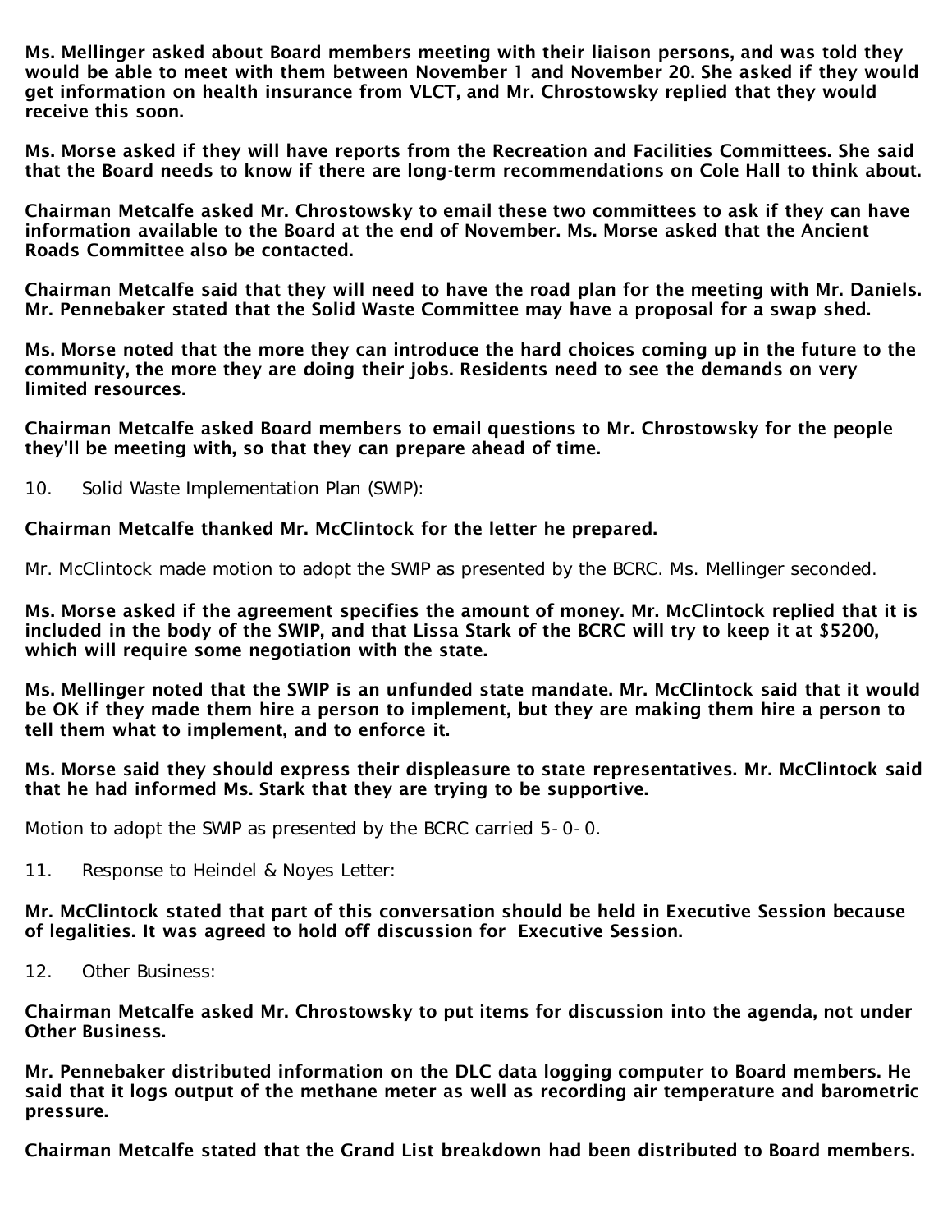**Ms. Mellinger asked about Board members meeting with their liaison persons, and was told they would be able to meet with them between November 1 and November 20. She asked if they would get information on health insurance from VLCT, and Mr. Chrostowsky replied that they would receive this soon.**

**Ms. Morse asked if they will have reports from the Recreation and Facilities Committees. She said that the Board needs to know if there are long-term recommendations on Cole Hall to think about.**

**Chairman Metcalfe asked Mr. Chrostowsky to email these two committees to ask if they can have information available to the Board at the end of November. Ms. Morse asked that the Ancient Roads Committee also be contacted.**

**Chairman Metcalfe said that they will need to have the road plan for the meeting with Mr. Daniels. Mr. Pennebaker stated that the Solid Waste Committee may have a proposal for a swap shed.**

**Ms. Morse noted that the more they can introduce the hard choices coming up in the future to the community, the more they are doing their jobs. Residents need to see the demands on very limited resources.**

**Chairman Metcalfe asked Board members to email questions to Mr. Chrostowsky for the people they'll be meeting with, so that they can prepare ahead of time.**

10. Solid Waste Implementation Plan (SWIP):

**Chairman Metcalfe thanked Mr. McClintock for the letter he prepared.**

Mr. McClintock made motion to adopt the SWIP as presented by the BCRC. Ms. Mellinger seconded.

**Ms. Morse asked if the agreement specifies the amount of money. Mr. McClintock replied that it is included in the body of the SWIP, and that Lissa Stark of the BCRC will try to keep it at $5200, which will require some negotiation with the state.**

**Ms. Mellinger noted that the SWIP is an unfunded state mandate. Mr. McClintock said that it would be OK if they made them hire a person to implement, but they are making them hire a person to tell them what to implement, and to enforce it.**

**Ms. Morse said they should express their displeasure to state representatives. Mr. McClintock said that he had informed Ms. Stark that they are trying to be supportive.**

Motion to adopt the SWIP as presented by the BCRC carried 5-0-0.

11. Response to Heindel & Noyes Letter:

**Mr. McClintock stated that part of this conversation should be held in Executive Session because of legalities. It was agreed to hold off discussion for Executive Session.**

12. Other Business:

**Chairman Metcalfe asked Mr. Chrostowsky to put items for discussion into the agenda, not under Other Business.**

**Mr. Pennebaker distributed information on the DLC data logging computer to Board members. He said that it logs output of the methane meter as well as recording air temperature and barometric pressure.**

**Chairman Metcalfe stated that the Grand List breakdown had been distributed to Board members.**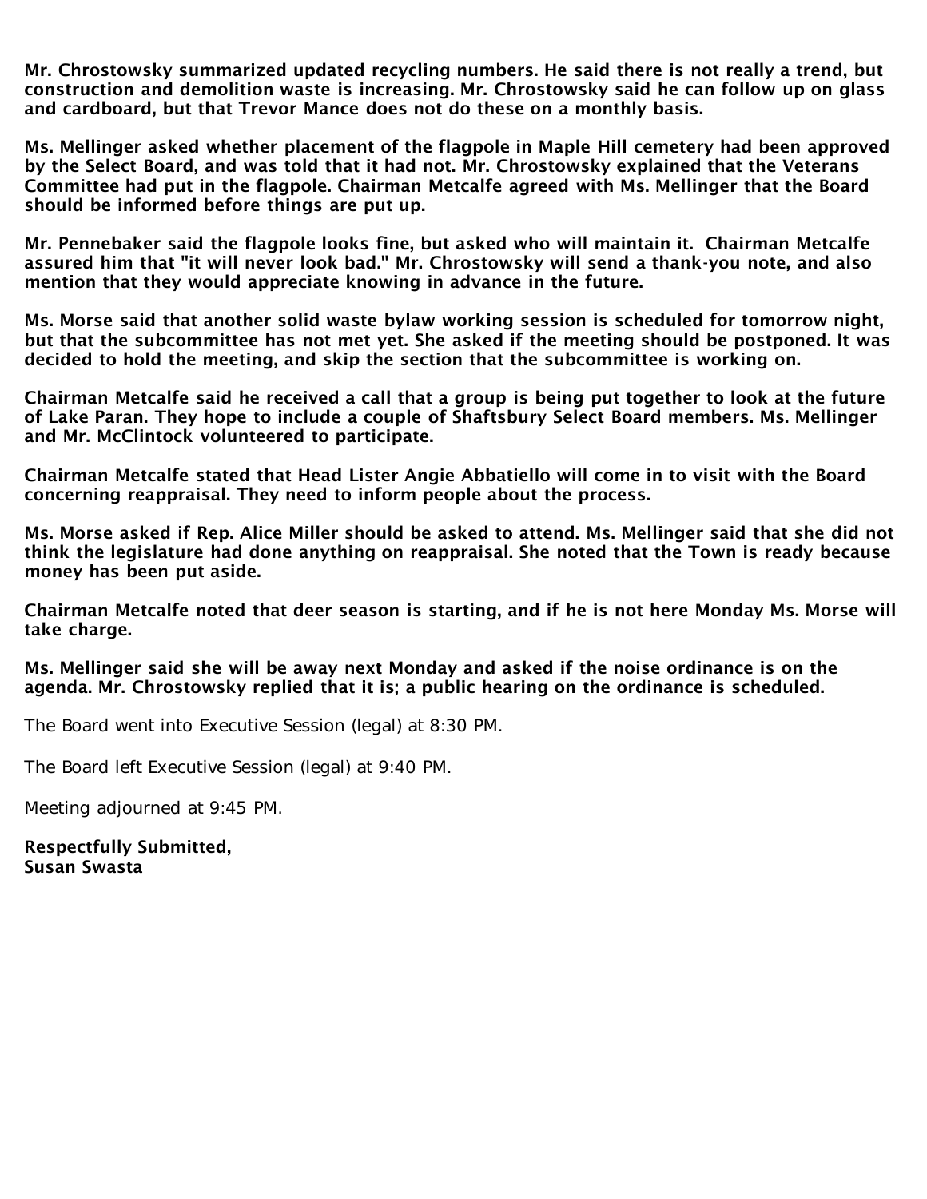**Mr. Chrostowsky summarized updated recycling numbers. He said there is not really a trend, but construction and demolition waste is increasing. Mr. Chrostowsky said he can follow up on glass and cardboard, but that Trevor Mance does not do these on a monthly basis.**

**Ms. Mellinger asked whether placement of the flagpole in Maple Hill cemetery had been approved by the Select Board, and was told that it had not. Mr. Chrostowsky explained that the Veterans Committee had put in the flagpole. Chairman Metcalfe agreed with Ms. Mellinger that the Board should be informed before things are put up.**

**Mr. Pennebaker said the flagpole looks fine, but asked who will maintain it. Chairman Metcalfe assured him that "it will never look bad." Mr. Chrostowsky will send a thank-you note, and also mention that they would appreciate knowing in advance in the future.**

**Ms. Morse said that another solid waste bylaw working session is scheduled for tomorrow night, but that the subcommittee has not met yet. She asked if the meeting should be postponed. It was decided to hold the meeting, and skip the section that the subcommittee is working on.**

**Chairman Metcalfe said he received a call that a group is being put together to look at the future of Lake Paran. They hope to include a couple of Shaftsbury Select Board members. Ms. Mellinger and Mr. McClintock volunteered to participate.**

**Chairman Metcalfe stated that Head Lister Angie Abbatiello will come in to visit with the Board concerning reappraisal. They need to inform people about the process.**

**Ms. Morse asked if Rep. Alice Miller should be asked to attend. Ms. Mellinger said that she did not think the legislature had done anything on reappraisal. She noted that the Town is ready because money has been put aside.**

**Chairman Metcalfe noted that deer season is starting, and if he is not here Monday Ms. Morse will take charge.**

**Ms. Mellinger said she will be away next Monday and asked if the noise ordinance is on the agenda. Mr. Chrostowsky replied that it is; a public hearing on the ordinance is scheduled.**

The Board went into Executive Session (legal) at 8:30 PM.

The Board left Executive Session (legal) at 9:40 PM.

Meeting adjourned at 9:45 PM.

**Respectfully Submitted,**
**Susan Swasta**